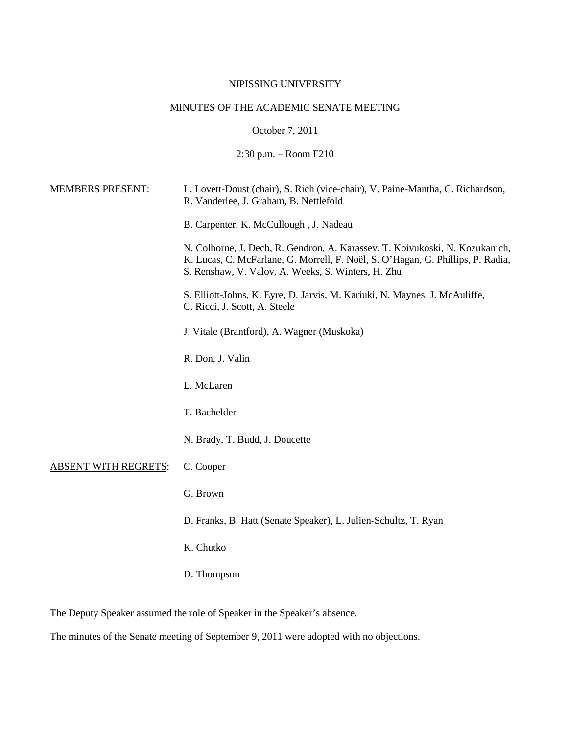NIPISSING UNIVERSITY

MINUTES OF THE ACADEMIC SENATE MEETING

October 7, 2011

2:30 p.m. – Room F210

MEMBERS PRESENT: L. Lovett-Doust (chair), S. Rich (vice-chair), V. Paine-Mantha, C. Richardson, R. Vanderlee, J. Graham, B. Nettlefold

B. Carpenter, K. McCullough , J. Nadeau

N. Colborne, J. Dech, R. Gendron, A. Karassev, T. Koivukoski, N. Kozukanich, K. Lucas, C. McFarlane, G. Morrell, F. Noël, S. O'Hagan, G. Phillips, P. Radia, S. Renshaw, V. Valov, A. Weeks, S. Winters, H. Zhu

S. Elliott-Johns, K. Eyre, D. Jarvis, M. Kariuki, N. Maynes, J. McAuliffe, C. Ricci, J. Scott, A. Steele

J. Vitale (Brantford), A. Wagner (Muskoka)

R. Don, J. Valin

L. McLaren

T. Bachelder

N. Brady, T. Budd, J. Doucette

ABSENT WITH REGRETS: C. Cooper

G. Brown

D. Franks, B. Hatt (Senate Speaker), L. Julien-Schultz, T. Ryan

K. Chutko

D. Thompson

The Deputy Speaker assumed the role of Speaker in the Speaker's absence.

The minutes of the Senate meeting of September 9, 2011 were adopted with no objections.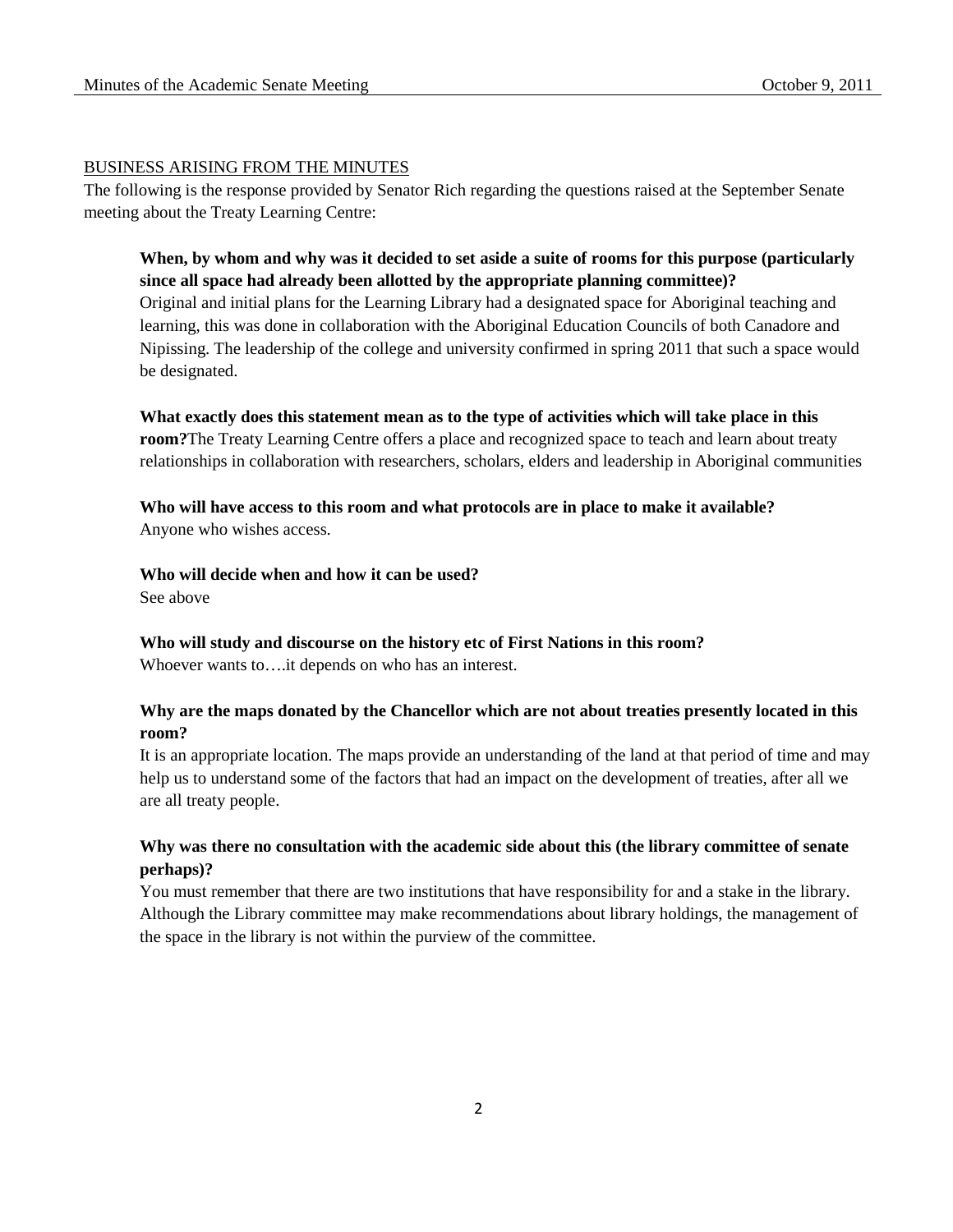BUSINESS ARISING FROM THE MINUTES

The following is the response provided by Senator Rich regarding the questions raised at the September Senate meeting about the Treaty Learning Centre:

**When, by whom and why was it decided to set aside a suite of rooms for this purpose (particularly since all space had already been allotted by the appropriate planning committee)?**
Original and initial plans for the Learning Library had a designated space for Aboriginal teaching and learning, this was done in collaboration with the Aboriginal Education Councils of both Canadore and Nipissing. The leadership of the college and university confirmed in spring 2011 that such a space would be designated.

**What exactly does this statement mean as to the type of activities which will take place in this room?**The Treaty Learning Centre offers a place and recognized space to teach and learn about treaty relationships in collaboration with researchers, scholars, elders and leadership in Aboriginal communities

**Who will have access to this room and what protocols are in place to make it available?**
Anyone who wishes access.

**Who will decide when and how it can be used?**
See above

**Who will study and discourse on the history etc of First Nations in this room?**
Whoever wants to….it depends on who has an interest.

**Why are the maps donated by the Chancellor which are not about treaties presently located in this room?**
It is an appropriate location. The maps provide an understanding of the land at that period of time and may help us to understand some of the factors that had an impact on the development of treaties, after all we are all treaty people.

**Why was there no consultation with the academic side about this (the library committee of senate perhaps)?**
You must remember that there are two institutions that have responsibility for and a stake in the library. Although the Library committee may make recommendations about library holdings, the management of the space in the library is not within the purview of the committee.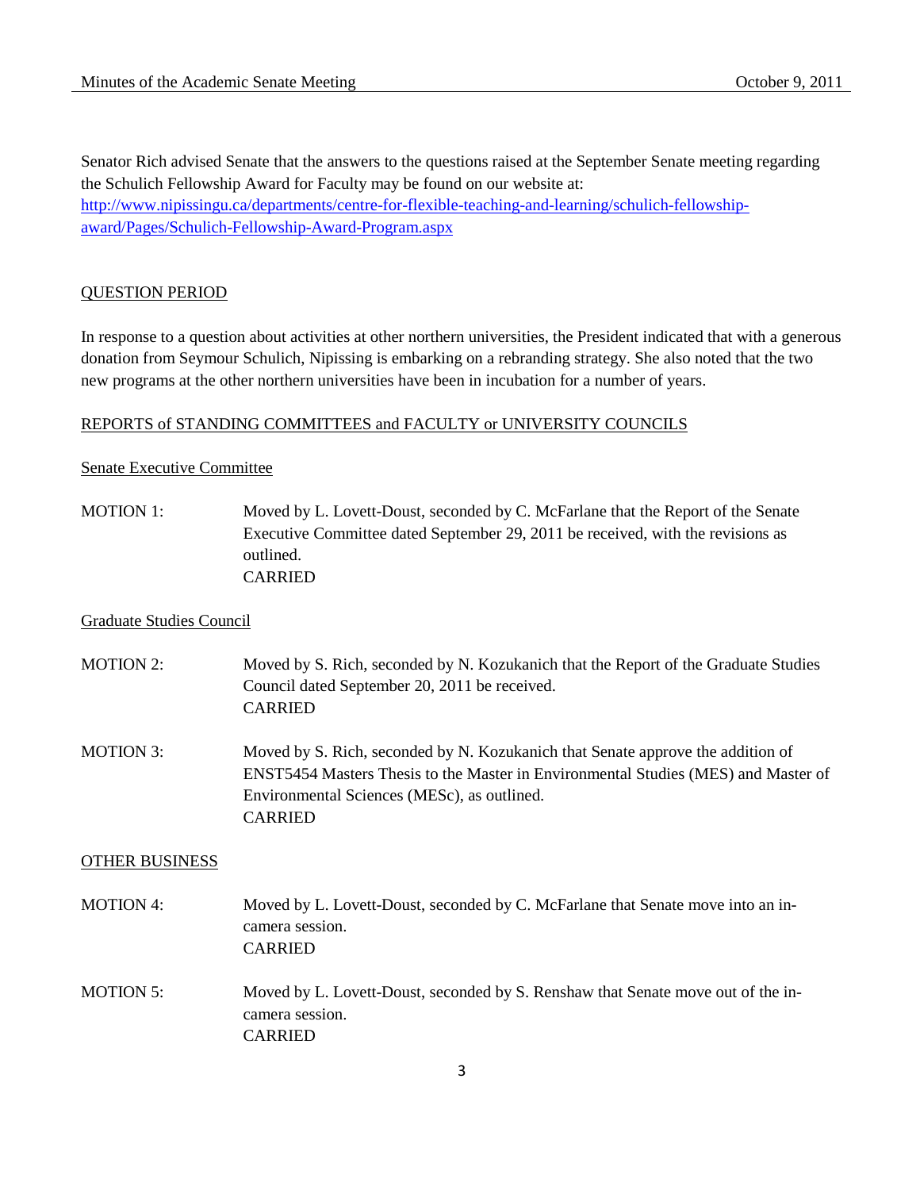Senator Rich advised Senate that the answers to the questions raised at the September Senate meeting regarding the Schulich Fellowship Award for Faculty may be found on our website at: [http://www.nipissingu.ca/departments/centre-for-flexible-teaching-and-learning/schulich-fellowship-award/Pages/Schulich-Fellowship-Award-Program.aspx](http://www.nipissingu.ca/departments/centre-for-flexible-teaching-and-learning/schulich-fellowship-award/Pages/Schulich-Fellowship-Award-Program.aspx)

## QUESTION PERIOD

In response to a question about activities at other northern universities, the President indicated that with a generous donation from Seymour Schulich, Nipissing is embarking on a rebranding strategy. She also noted that the two new programs at the other northern universities have been in incubation for a number of years.

## REPORTS of STANDING COMMITTEES and FACULTY or UNIVERSITY COUNCILS

### Senate Executive Committee

MOTION 1: Moved by L. Lovett-Doust, seconded by C. McFarlane that the Report of the Senate Executive Committee dated September 29, 2011 be received, with the revisions as outlined.
CARRIED

### Graduate Studies Council

MOTION 2: Moved by S. Rich, seconded by N. Kozukanich that the Report of the Graduate Studies Council dated September 20, 2011 be received.
CARRIED

MOTION 3: Moved by S. Rich, seconded by N. Kozukanich that Senate approve the addition of ENST5454 Masters Thesis to the Master in Environmental Studies (MES) and Master of Environmental Sciences (MESc), as outlined.
CARRIED

## OTHER BUSINESS

MOTION 4: Moved by L. Lovett-Doust, seconded by C. McFarlane that Senate move into an in-camera session.
CARRIED

MOTION 5: Moved by L. Lovett-Doust, seconded by S. Renshaw that Senate move out of the in-camera session.
CARRIED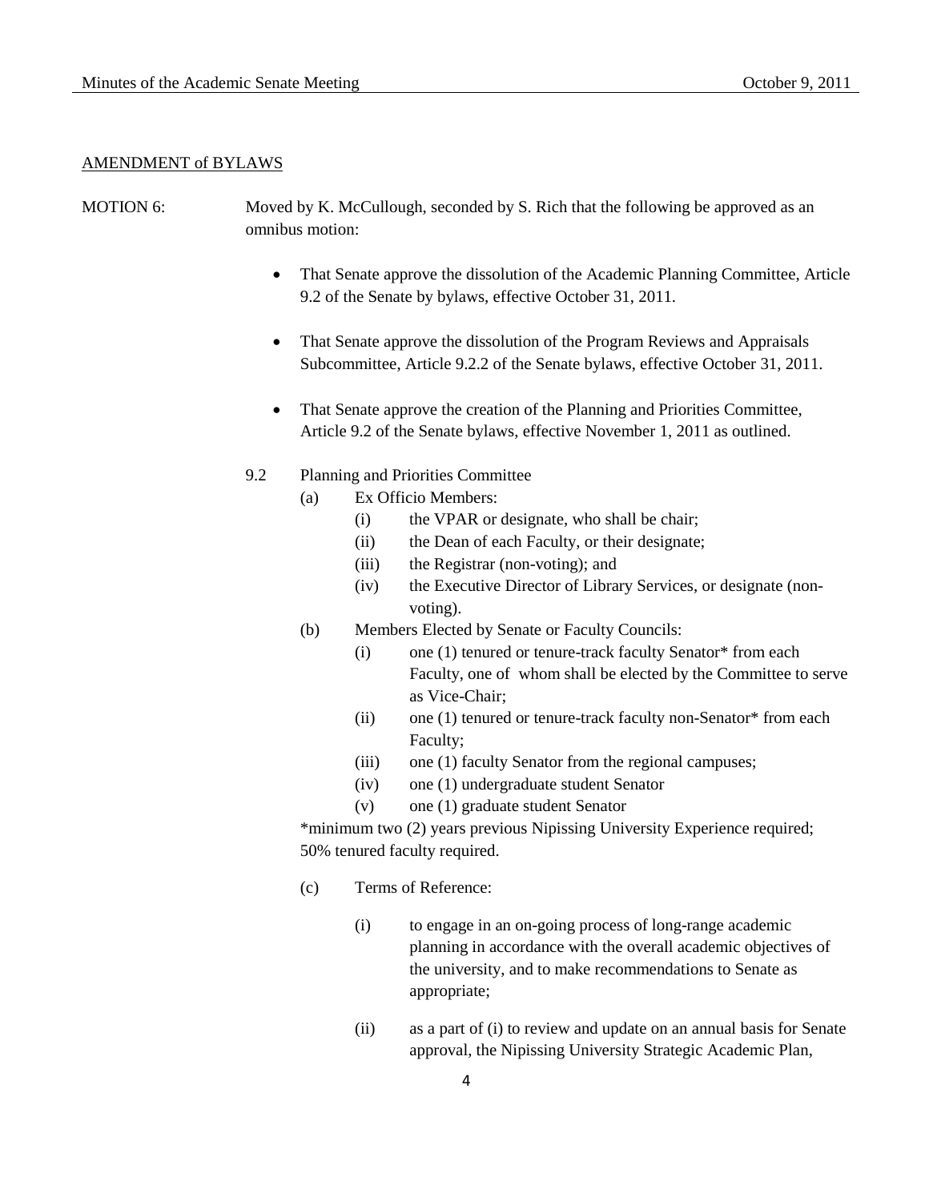AMENDMENT of BYLAWS

MOTION 6: Moved by K. McCullough, seconded by S. Rich that the following be approved as an omnibus motion:

- That Senate approve the dissolution of the Academic Planning Committee, Article 9.2 of the Senate by bylaws, effective October 31, 2011.
- That Senate approve the dissolution of the Program Reviews and Appraisals Subcommittee, Article 9.2.2 of the Senate bylaws, effective October 31, 2011.
- That Senate approve the creation of the Planning and Priorities Committee, Article 9.2 of the Senate bylaws, effective November 1, 2011 as outlined.

9.2 Planning and Priorities Committee

(a) Ex Officio Members:
  - (i) the VPAR or designate, who shall be chair;
  - (ii) the Dean of each Faculty, or their designate;
  - (iii) the Registrar (non-voting); and
  - (iv) the Executive Director of Library Services, or designate (non-voting).

(b) Members Elected by Senate or Faculty Councils:
  - (i) one (1) tenured or tenure-track faculty Senator* from each Faculty, one of whom shall be elected by the Committee to serve as Vice-Chair;
  - (ii) one (1) tenured or tenure-track faculty non-Senator* from each Faculty;
  - (iii) one (1) faculty Senator from the regional campuses;
  - (iv) one (1) undergraduate student Senator
  - (v) one (1) graduate student Senator

*minimum two (2) years previous Nipissing University Experience required; 50% tenured faculty required.

(c) Terms of Reference:

  - (i) to engage in an on-going process of long-range academic planning in accordance with the overall academic objectives of the university, and to make recommendations to Senate as appropriate;
  - (ii) as a part of (i) to review and update on an annual basis for Senate approval, the Nipissing University Strategic Academic Plan,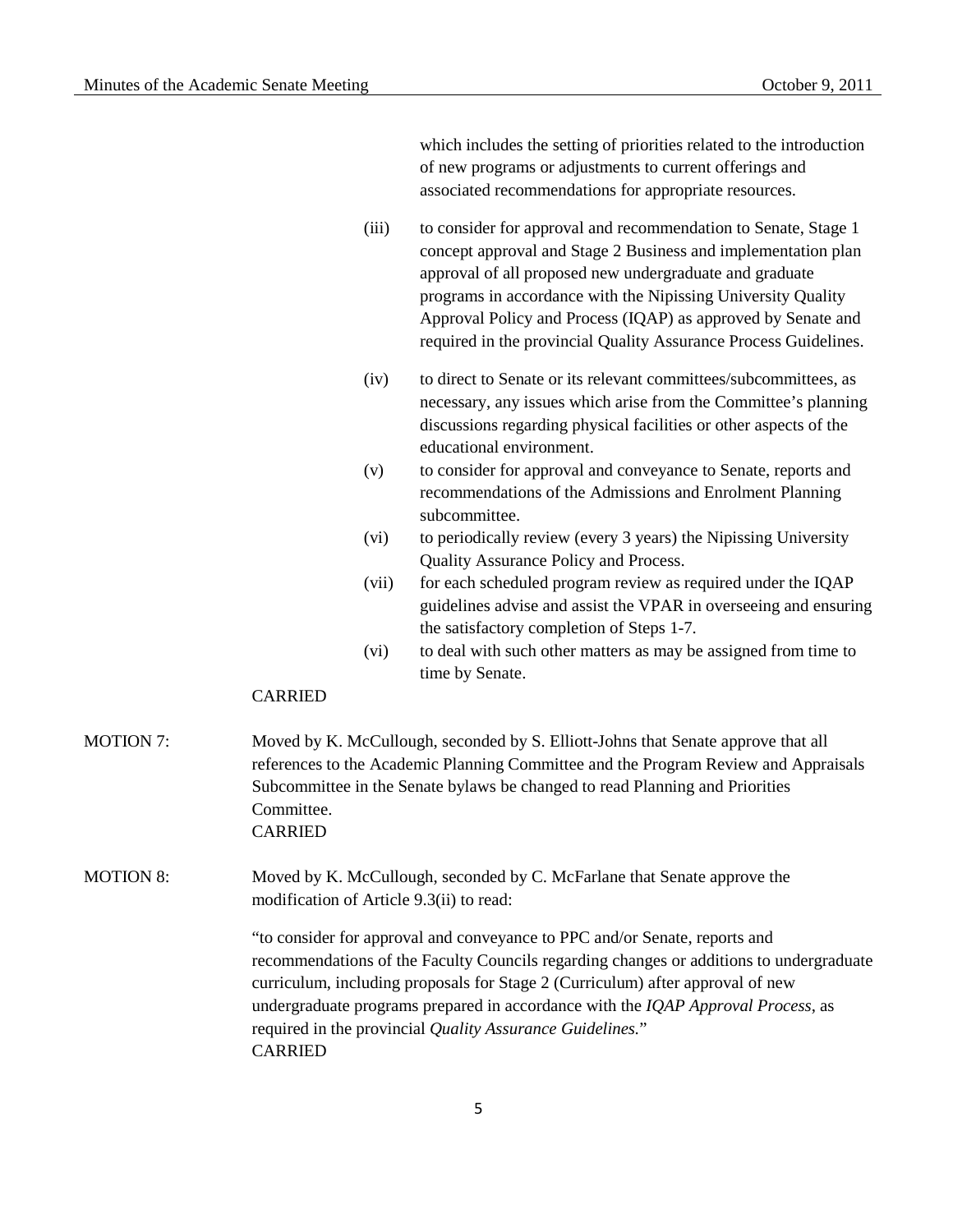which includes the setting of priorities related to the introduction of new programs or adjustments to current offerings and associated recommendations for appropriate resources.

(iii) to consider for approval and recommendation to Senate, Stage 1 concept approval and Stage 2 Business and implementation plan approval of all proposed new undergraduate and graduate programs in accordance with the Nipissing University Quality Approval Policy and Process (IQAP) as approved by Senate and required in the provincial Quality Assurance Process Guidelines.

(iv) to direct to Senate or its relevant committees/subcommittees, as necessary, any issues which arise from the Committee's planning discussions regarding physical facilities or other aspects of the educational environment.

(v) to consider for approval and conveyance to Senate, reports and recommendations of the Admissions and Enrolment Planning subcommittee.

(vi) to periodically review (every 3 years) the Nipissing University Quality Assurance Policy and Process.

(vii) for each scheduled program review as required under the IQAP guidelines advise and assist the VPAR in overseeing and ensuring the satisfactory completion of Steps 1-7.

(vi) to deal with such other matters as may be assigned from time to time by Senate.

CARRIED

MOTION 7: Moved by K. McCullough, seconded by S. Elliott-Johns that Senate approve that all references to the Academic Planning Committee and the Program Review and Appraisals Subcommittee in the Senate bylaws be changed to read Planning and Priorities Committee.

CARRIED

MOTION 8: Moved by K. McCullough, seconded by C. McFarlane that Senate approve the modification of Article 9.3(ii) to read:

"to consider for approval and conveyance to PPC and/or Senate, reports and recommendations of the Faculty Councils regarding changes or additions to undergraduate curriculum, including proposals for Stage 2 (Curriculum) after approval of new undergraduate programs prepared in accordance with the *IQAP Approval Process*, as required in the provincial *Quality Assurance Guidelines*."

CARRIED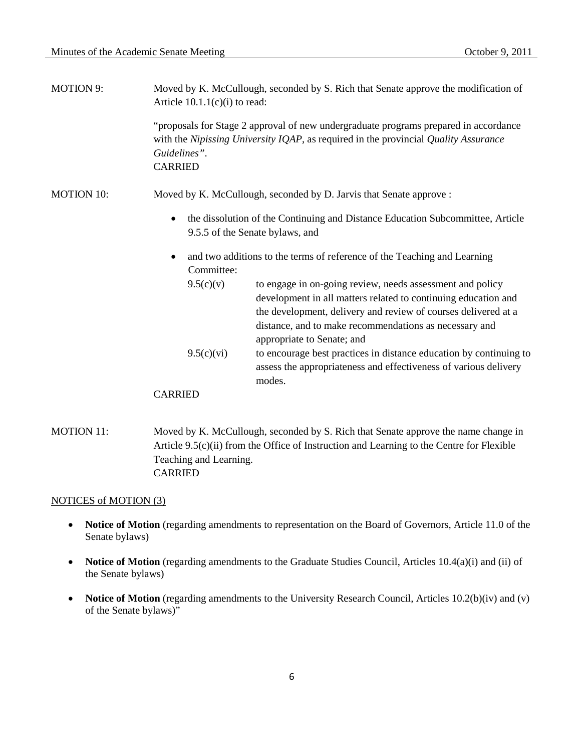MOTION 9: Moved by K. McCullough, seconded by S. Rich that Senate approve the modification of Article 10.1.1(c)(i) to read:

"proposals for Stage 2 approval of new undergraduate programs prepared in accordance with the *Nipissing University IQAP*, as required in the provincial *Quality Assurance Guidelines"*.
CARRIED

MOTION 10: Moved by K. McCullough, seconded by D. Jarvis that Senate approve :

- the dissolution of the Continuing and Distance Education Subcommittee, Article 9.5.5 of the Senate bylaws, and
- and two additions to the terms of reference of the Teaching and Learning Committee:
  - 9.5(c)(v) to engage in on-going review, needs assessment and policy development in all matters related to continuing education and the development, delivery and review of courses delivered at a distance, and to make recommendations as necessary and appropriate to Senate; and
  - 9.5(c)(vi) to encourage best practices in distance education by continuing to assess the appropriateness and effectiveness of various delivery modes.

CARRIED

MOTION 11: Moved by K. McCullough, seconded by S. Rich that Senate approve the name change in Article 9.5(c)(ii) from the Office of Instruction and Learning to the Centre for Flexible Teaching and Learning.
CARRIED

NOTICES of MOTION (3)

- **Notice of Motion** (regarding amendments to representation on the Board of Governors, Article 11.0 of the Senate bylaws)
- **Notice of Motion** (regarding amendments to the Graduate Studies Council, Articles 10.4(a)(i) and (ii) of the Senate bylaws)
- **Notice of Motion** (regarding amendments to the University Research Council, Articles 10.2(b)(iv) and (v) of the Senate bylaws)"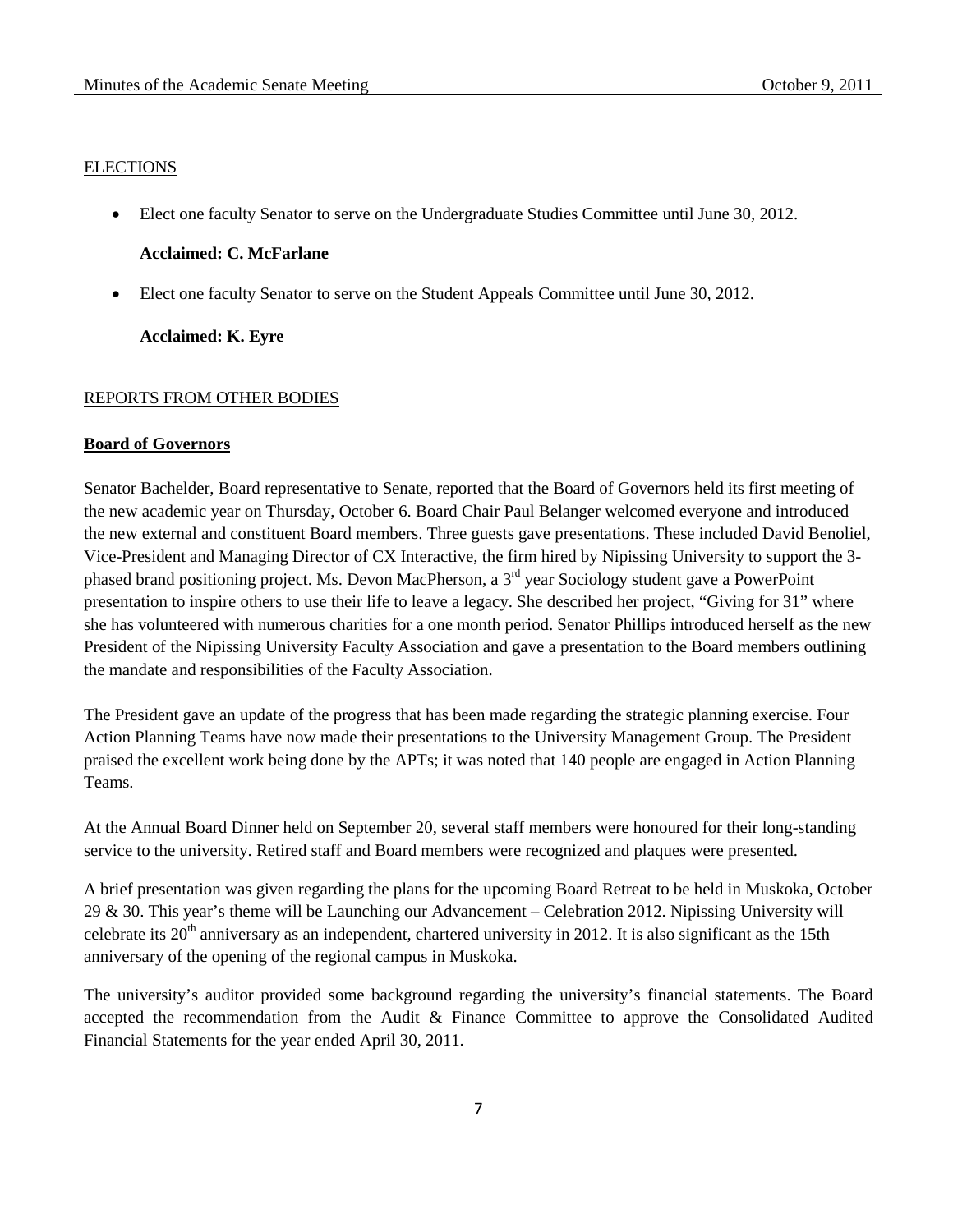ELECTIONS

- Elect one faculty Senator to serve on the Undergraduate Studies Committee until June 30, 2012.

  **Acclaimed: C. McFarlane**

- Elect one faculty Senator to serve on the Student Appeals Committee until June 30, 2012.

  **Acclaimed: K. Eyre**

REPORTS FROM OTHER BODIES

**Board of Governors**

Senator Bachelder, Board representative to Senate, reported that the Board of Governors held its first meeting of the new academic year on Thursday, October 6. Board Chair Paul Belanger welcomed everyone and introduced the new external and constituent Board members. Three guests gave presentations. These included David Benoliel, Vice-President and Managing Director of CX Interactive, the firm hired by Nipissing University to support the 3-phased brand positioning project. Ms. Devon MacPherson, a 3rd year Sociology student gave a PowerPoint presentation to inspire others to use their life to leave a legacy. She described her project, "Giving for 31" where she has volunteered with numerous charities for a one month period. Senator Phillips introduced herself as the new President of the Nipissing University Faculty Association and gave a presentation to the Board members outlining the mandate and responsibilities of the Faculty Association.

The President gave an update of the progress that has been made regarding the strategic planning exercise. Four Action Planning Teams have now made their presentations to the University Management Group. The President praised the excellent work being done by the APTs; it was noted that 140 people are engaged in Action Planning Teams.

At the Annual Board Dinner held on September 20, several staff members were honoured for their long-standing service to the university. Retired staff and Board members were recognized and plaques were presented.

A brief presentation was given regarding the plans for the upcoming Board Retreat to be held in Muskoka, October 29 & 30. This year's theme will be Launching our Advancement – Celebration 2012. Nipissing University will celebrate its 20th anniversary as an independent, chartered university in 2012. It is also significant as the 15th anniversary of the opening of the regional campus in Muskoka.

The university's auditor provided some background regarding the university's financial statements. The Board accepted the recommendation from the Audit & Finance Committee to approve the Consolidated Audited Financial Statements for the year ended April 30, 2011.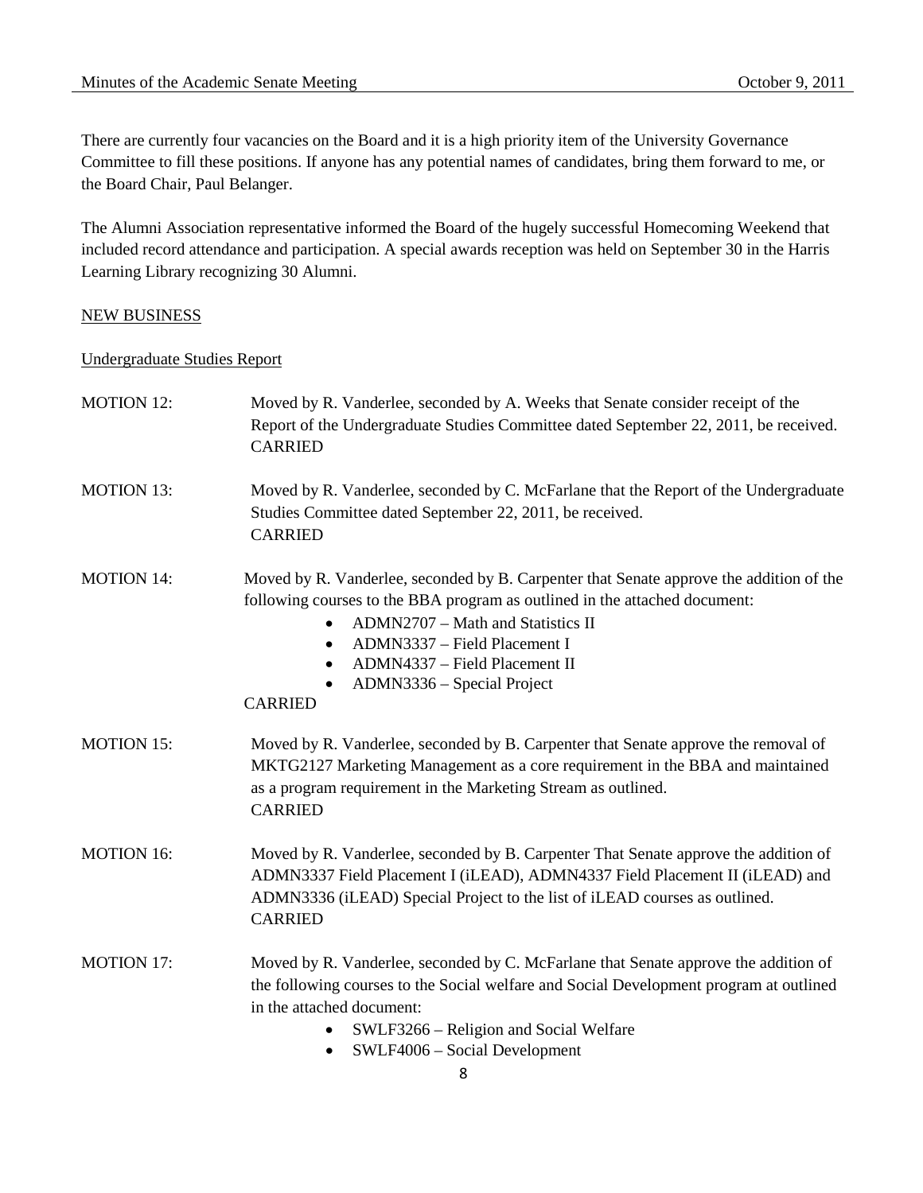There are currently four vacancies on the Board and it is a high priority item of the University Governance Committee to fill these positions. If anyone has any potential names of candidates, bring them forward to me, or the Board Chair, Paul Belanger.

The Alumni Association representative informed the Board of the hugely successful Homecoming Weekend that included record attendance and participation. A special awards reception was held on September 30 in the Harris Learning Library recognizing 30 Alumni.

## NEW BUSINESS

### Undergraduate Studies Report

MOTION 12: Moved by R. Vanderlee, seconded by A. Weeks that Senate consider receipt of the Report of the Undergraduate Studies Committee dated September 22, 2011, be received.
CARRIED

MOTION 13: Moved by R. Vanderlee, seconded by C. McFarlane that the Report of the Undergraduate Studies Committee dated September 22, 2011, be received.
CARRIED

MOTION 14: Moved by R. Vanderlee, seconded by B. Carpenter that Senate approve the addition of the following courses to the BBA program as outlined in the attached document:

- ADMN2707 – Math and Statistics II
- ADMN3337 – Field Placement I
- ADMN4337 – Field Placement II
- ADMN3336 – Special Project

CARRIED

MOTION 15: Moved by R. Vanderlee, seconded by B. Carpenter that Senate approve the removal of MKTG2127 Marketing Management as a core requirement in the BBA and maintained as a program requirement in the Marketing Stream as outlined.
CARRIED

MOTION 16: Moved by R. Vanderlee, seconded by B. Carpenter That Senate approve the addition of ADMN3337 Field Placement I (iLEAD), ADMN4337 Field Placement II (iLEAD) and ADMN3336 (iLEAD) Special Project to the list of iLEAD courses as outlined.
CARRIED

MOTION 17: Moved by R. Vanderlee, seconded by C. McFarlane that Senate approve the addition of the following courses to the Social welfare and Social Development program at outlined in the attached document:

- SWLF3266 – Religion and Social Welfare
- SWLF4006 – Social Development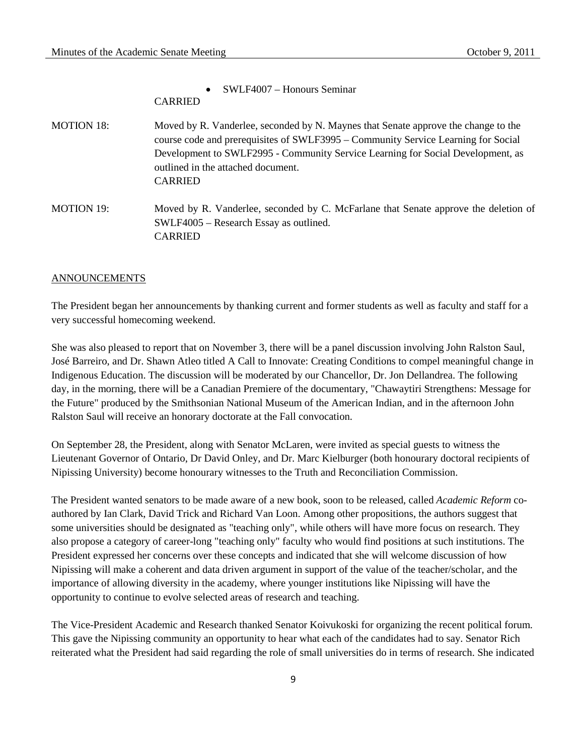- SWLF4007 – Honours Seminar

CARRIED

MOTION 18: Moved by R. Vanderlee, seconded by N. Maynes that Senate approve the change to the course code and prerequisites of SWLF3995 – Community Service Learning for Social Development to SWLF2995 - Community Service Learning for Social Development, as outlined in the attached document.
CARRIED

MOTION 19: Moved by R. Vanderlee, seconded by C. McFarlane that Senate approve the deletion of SWLF4005 – Research Essay as outlined.
CARRIED

ANNOUNCEMENTS

The President began her announcements by thanking current and former students as well as faculty and staff for a very successful homecoming weekend.

She was also pleased to report that on November 3, there will be a panel discussion involving John Ralston Saul, José Barreiro, and Dr. Shawn Atleo titled A Call to Innovate: Creating Conditions to compel meaningful change in Indigenous Education. The discussion will be moderated by our Chancellor, Dr. Jon Dellandrea. The following day, in the morning, there will be a Canadian Premiere of the documentary, "Chawaytiri Strengthens: Message for the Future" produced by the Smithsonian National Museum of the American Indian, and in the afternoon John Ralston Saul will receive an honorary doctorate at the Fall convocation.

On September 28, the President, along with Senator McLaren, were invited as special guests to witness the Lieutenant Governor of Ontario, Dr David Onley, and Dr. Marc Kielburger (both honourary doctoral recipients of Nipissing University) become honourary witnesses to the Truth and Reconciliation Commission.

The President wanted senators to be made aware of a new book, soon to be released, called *Academic Reform* co-authored by Ian Clark, David Trick and Richard Van Loon. Among other propositions, the authors suggest that some universities should be designated as "teaching only", while others will have more focus on research. They also propose a category of career-long "teaching only" faculty who would find positions at such institutions. The President expressed her concerns over these concepts and indicated that she will welcome discussion of how Nipissing will make a coherent and data driven argument in support of the value of the teacher/scholar, and the importance of allowing diversity in the academy, where younger institutions like Nipissing will have the opportunity to continue to evolve selected areas of research and teaching.

The Vice-President Academic and Research thanked Senator Koivukoski for organizing the recent political forum. This gave the Nipissing community an opportunity to hear what each of the candidates had to say. Senator Rich reiterated what the President had said regarding the role of small universities do in terms of research. She indicated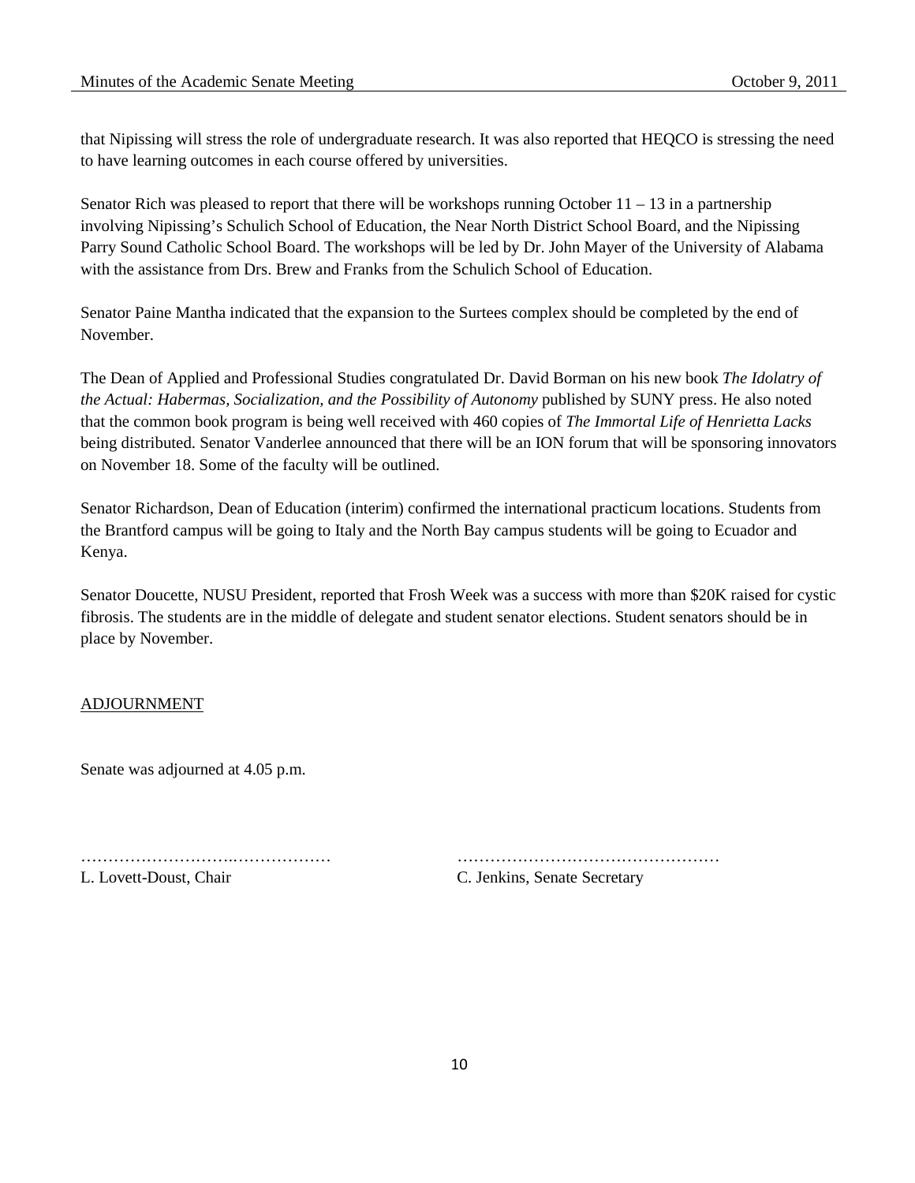that Nipissing will stress the role of undergraduate research. It was also reported that HEQCO is stressing the need to have learning outcomes in each course offered by universities.

Senator Rich was pleased to report that there will be workshops running October 11 – 13 in a partnership involving Nipissing's Schulich School of Education, the Near North District School Board, and the Nipissing Parry Sound Catholic School Board. The workshops will be led by Dr. John Mayer of the University of Alabama with the assistance from Drs. Brew and Franks from the Schulich School of Education.

Senator Paine Mantha indicated that the expansion to the Surtees complex should be completed by the end of November.

The Dean of Applied and Professional Studies congratulated Dr. David Borman on his new book *The Idolatry of the Actual: Habermas, Socialization, and the Possibility of Autonomy* published by SUNY press. He also noted that the common book program is being well received with 460 copies of *The Immortal Life of Henrietta Lacks* being distributed. Senator Vanderlee announced that there will be an ION forum that will be sponsoring innovators on November 18. Some of the faculty will be outlined.

Senator Richardson, Dean of Education (interim) confirmed the international practicum locations. Students from the Brantford campus will be going to Italy and the North Bay campus students will be going to Ecuador and Kenya.

Senator Doucette, NUSU President, reported that Frosh Week was a success with more than $20K raised for cystic fibrosis. The students are in the middle of delegate and student senator elections. Student senators should be in place by November.

ADJOURNMENT

Senate was adjourned at 4.05 p.m.

………………………..……………… ………………………………………… 
L. Lovett-Doust, Chair C. Jenkins, Senate Secretary